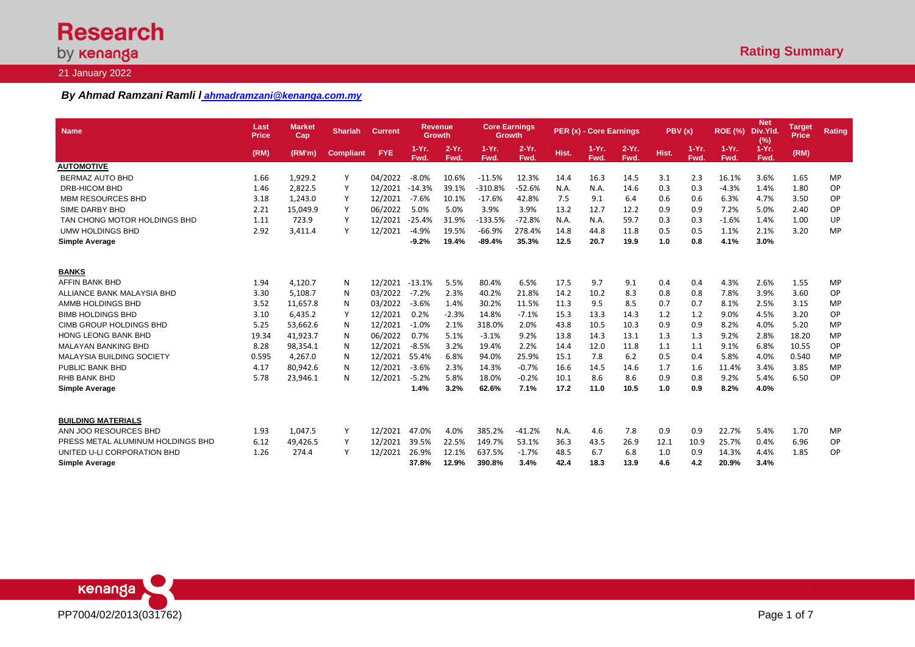21 January 2022

**Rating Summary**

*By Ahmad Ramzani Ramli l ahmadramzani@kenanga.com.my*

| Name | Last Price | Market Cap | Shariah | Current | Revenue Growth | | Core Earnings Growth | | PER (x) - Core Earnings | | | PBV (x) | | ROE (%) | Net Div.Yld. (%) | Target Price | Rating |
|---|---|---|---|---|---|---|---|---|---|---|---|---|---|---|---|---|---|
| | (RM) | (RM'm) | Compliant | FYE | 1-Yr. Fwd. | 2-Yr. Fwd. | 1-Yr. Fwd. | 2-Yr. Fwd. | Hist. | 1-Yr. Fwd. | 2-Yr. Fwd. | Hist. | 1-Yr. Fwd. | 1-Yr. Fwd. | 1-Yr. Fwd. | (RM) | |
| **AUTOMOTIVE** | | | | | | | | | | | | | | | | | |
| BERMAZ AUTO BHD | 1.66 | 1,929.2 | Y | 04/2022 | -8.0% | 10.6% | -11.5% | 12.3% | 14.4 | 16.3 | 14.5 | 3.1 | 2.3 | 16.1% | 3.6% | 1.65 | MP |
| DRB-HICOM BHD | 1.46 | 2,822.5 | Y | 12/2021 | -14.3% | 39.1% | -310.8% | -52.6% | N.A. | N.A. | 14.6 | 0.3 | 0.3 | -4.3% | 1.4% | 1.80 | OP |
| MBM RESOURCES BHD | 3.18 | 1,243.0 | Y | 12/2021 | -7.6% | 10.1% | -17.6% | 42.8% | 7.5 | 9.1 | 6.4 | 0.6 | 0.6 | 6.3% | 4.7% | 3.50 | OP |
| SIME DARBY BHD | 2.21 | 15,049.9 | Y | 06/2022 | 5.0% | 5.0% | 3.9% | 3.9% | 13.2 | 12.7 | 12.2 | 0.9 | 0.9 | 7.2% | 5.0% | 2.40 | OP |
| TAN CHONG MOTOR HOLDINGS BHD | 1.11 | 723.9 | Y | 12/2021 | -25.4% | 31.9% | -133.5% | -72.8% | N.A. | N.A. | 59.7 | 0.3 | 0.3 | -1.6% | 1.4% | 1.00 | UP |
| UMW HOLDINGS BHD | 2.92 | 3,411.4 | Y | 12/2021 | -4.9% | 19.5% | -66.9% | 278.4% | 14.8 | 44.8 | 11.8 | 0.5 | 0.5 | 1.1% | 2.1% | 3.20 | MP |
| **Simple Average** | | | | | **-9.2%** | **19.4%** | **-89.4%** | **35.3%** | **12.5** | **20.7** | **19.9** | **1.0** | **0.8** | **4.1%** | **3.0%** | | |
| **BANKS** | | | | | | | | | | | | | | | | | |
| AFFIN BANK BHD | 1.94 | 4,120.7 | N | 12/2021 | -13.1% | 5.5% | 80.4% | 6.5% | 17.5 | 9.7 | 9.1 | 0.4 | 0.4 | 4.3% | 2.6% | 1.55 | MP |
| ALLIANCE BANK MALAYSIA BHD | 3.30 | 5,108.7 | N | 03/2022 | -7.2% | 2.3% | 40.2% | 21.8% | 14.2 | 10.2 | 8.3 | 0.8 | 0.8 | 7.8% | 3.9% | 3.60 | OP |
| AMMB HOLDINGS BHD | 3.52 | 11,657.8 | N | 03/2022 | -3.6% | 1.4% | 30.2% | 11.5% | 11.3 | 9.5 | 8.5 | 0.7 | 0.7 | 8.1% | 2.5% | 3.15 | MP |
| BIMB HOLDINGS BHD | 3.10 | 6,435.2 | Y | 12/2021 | 0.2% | -2.3% | 14.8% | -7.1% | 15.3 | 13.3 | 14.3 | 1.2 | 1.2 | 9.0% | 4.5% | 3.20 | OP |
| CIMB GROUP HOLDINGS BHD | 5.25 | 53,662.6 | N | 12/2021 | -1.0% | 2.1% | 318.0% | 2.0% | 43.8 | 10.5 | 10.3 | 0.9 | 0.9 | 8.2% | 4.0% | 5.20 | MP |
| HONG LEONG BANK BHD | 19.34 | 41,923.7 | N | 06/2022 | 0.7% | 5.1% | -3.1% | 9.2% | 13.8 | 14.3 | 13.1 | 1.3 | 1.3 | 9.2% | 2.8% | 18.20 | MP |
| MALAYAN BANKING BHD | 8.28 | 98,354.1 | N | 12/2021 | -8.5% | 3.2% | 19.4% | 2.2% | 14.4 | 12.0 | 11.8 | 1.1 | 1.1 | 9.1% | 6.8% | 10.55 | OP |
| MALAYSIA BUILDING SOCIETY | 0.595 | 4,267.0 | N | 12/2021 | 55.4% | 6.8% | 94.0% | 25.9% | 15.1 | 7.8 | 6.2 | 0.5 | 0.4 | 5.8% | 4.0% | 0.540 | MP |
| PUBLIC BANK BHD | 4.17 | 80,942.6 | N | 12/2021 | -3.6% | 2.3% | 14.3% | -0.7% | 16.6 | 14.5 | 14.6 | 1.7 | 1.6 | 11.4% | 3.4% | 3.85 | MP |
| RHB BANK BHD | 5.78 | 23,946.1 | N | 12/2021 | -5.2% | 5.8% | 18.0% | -0.2% | 10.1 | 8.6 | 8.6 | 0.9 | 0.8 | 9.2% | 5.4% | 6.50 | OP |
| **Simple Average** | | | | | **1.4%** | **3.2%** | **62.6%** | **7.1%** | **17.2** | **11.0** | **10.5** | **1.0** | **0.9** | **8.2%** | **4.0%** | | |
| **BUILDING MATERIALS** | | | | | | | | | | | | | | | | | |
| ANN JOO RESOURCES BHD | 1.93 | 1,047.5 | Y | 12/2021 | 47.0% | 4.0% | 385.2% | -41.2% | N.A. | 4.6 | 7.8 | 0.9 | 0.9 | 22.7% | 5.4% | 1.70 | MP |
| PRESS METAL ALUMINUM HOLDINGS BHD | 6.12 | 49,426.5 | Y | 12/2021 | 39.5% | 22.5% | 149.7% | 53.1% | 36.3 | 43.5 | 26.9 | 12.1 | 10.9 | 25.7% | 0.4% | 6.96 | OP |
| UNITED U-LI CORPORATION BHD | 1.26 | 274.4 | Y | 12/2021 | 26.9% | 12.1% | 637.5% | -1.7% | 48.5 | 6.7 | 6.8 | 1.0 | 0.9 | 14.3% | 4.4% | 1.85 | OP |
| **Simple Average** | | | | | **37.8%** | **12.9%** | **390.8%** | **3.4%** | **42.4** | **18.3** | **13.9** | **4.6** | **4.2** | **20.9%** | **3.4%** | | |

PP7004/02/2013(031762)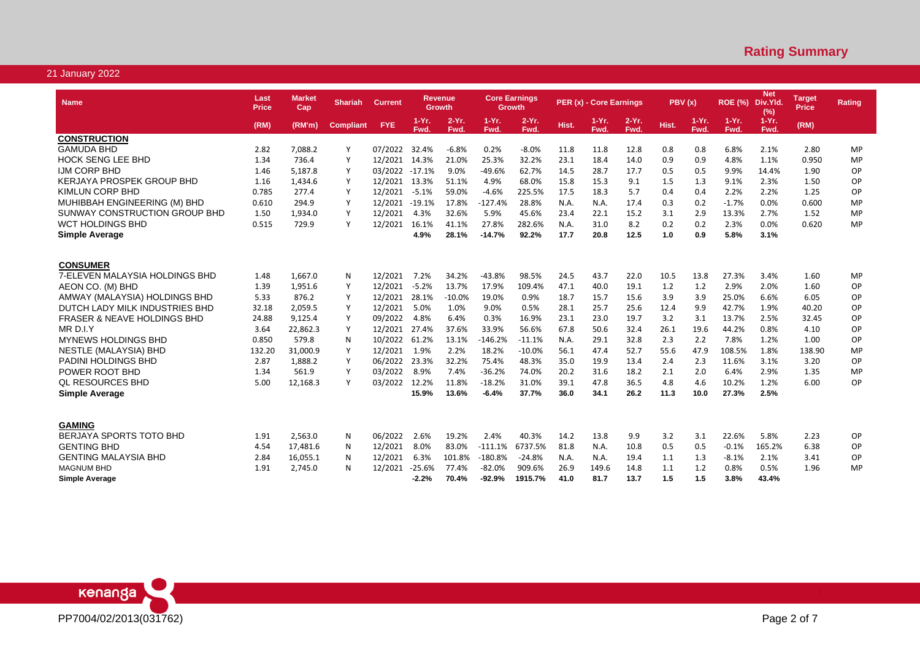## Rating Summary

21 January 2022

| Name | Last Price | Market Cap | Shariah | Current | Revenue Growth | | Core Earnings Growth | | PER (x) - Core Earnings | | | PBV (x) | | ROE (%) | Net Div.Yld. (%) | Target Price | Rating |
|---|---|---|---|---|---|---|---|---|---|---|---|---|---|---|---|---|---|
| | (RM) | (RM'm) | Compliant | FYE | 1-Yr. Fwd. | 2-Yr. Fwd. | 1-Yr. Fwd. | 2-Yr. Fwd. | Hist. | 1-Yr. Fwd. | 2-Yr. Fwd. | Hist. | 1-Yr. Fwd. | 1-Yr. Fwd. | 1-Yr. Fwd. | (RM) | |
| **CONSTRUCTION** | | | | | | | | | | | | | | | | | |
| GAMUDA BHD | 2.82 | 7,088.2 | Y | 07/2022 | 32.4% | -6.8% | 0.2% | -8.0% | 11.8 | 11.8 | 12.8 | 0.8 | 0.8 | 6.8% | 2.1% | 2.80 | MP |
| HOCK SENG LEE BHD | 1.34 | 736.4 | Y | 12/2021 | 14.3% | 21.0% | 25.3% | 32.2% | 23.1 | 18.4 | 14.0 | 0.9 | 0.9 | 4.8% | 1.1% | 0.950 | MP |
| IJM CORP BHD | 1.46 | 5,187.8 | Y | 03/2022 | -17.1% | 9.0% | -49.6% | 62.7% | 14.5 | 28.7 | 17.7 | 0.5 | 0.5 | 9.9% | 14.4% | 1.90 | OP |
| KERJAYA PROSPEK GROUP BHD | 1.16 | 1,434.6 | Y | 12/2021 | 13.3% | 51.1% | 4.9% | 68.0% | 15.8 | 15.3 | 9.1 | 1.5 | 1.3 | 9.1% | 2.3% | 1.50 | OP |
| KIMLUN CORP BHD | 0.785 | 277.4 | Y | 12/2021 | -5.1% | 59.0% | -4.6% | 225.5% | 17.5 | 18.3 | 5.7 | 0.4 | 0.4 | 2.2% | 2.2% | 1.25 | OP |
| MUHIBBAH ENGINEERING (M) BHD | 0.610 | 294.9 | Y | 12/2021 | -19.1% | 17.8% | -127.4% | 28.8% | N.A. | N.A. | 17.4 | 0.3 | 0.2 | -1.7% | 0.0% | 0.600 | MP |
| SUNWAY CONSTRUCTION GROUP BHD | 1.50 | 1,934.0 | Y | 12/2021 | 4.3% | 32.6% | 5.9% | 45.6% | 23.4 | 22.1 | 15.2 | 3.1 | 2.9 | 13.3% | 2.7% | 1.52 | MP |
| WCT HOLDINGS BHD | 0.515 | 729.9 | Y | 12/2021 | 16.1% | 41.1% | 27.8% | 282.6% | N.A. | 31.0 | 8.2 | 0.2 | 0.2 | 2.3% | 0.0% | 0.620 | MP |
| **Simple Average** | | | | | **4.9%** | **28.1%** | **-14.7%** | **92.2%** | **17.7** | **20.8** | **12.5** | **1.0** | **0.9** | **5.8%** | **3.1%** | | |
| **CONSUMER** | | | | | | | | | | | | | | | | | |
| 7-ELEVEN MALAYSIA HOLDINGS BHD | 1.48 | 1,667.0 | N | 12/2021 | 7.2% | 34.2% | -43.8% | 98.5% | 24.5 | 43.7 | 22.0 | 10.5 | 13.8 | 27.3% | 3.4% | 1.60 | MP |
| AEON CO. (M) BHD | 1.39 | 1,951.6 | Y | 12/2021 | -5.2% | 13.7% | 17.9% | 109.4% | 47.1 | 40.0 | 19.1 | 1.2 | 1.2 | 2.9% | 2.0% | 1.60 | OP |
| AMWAY (MALAYSIA) HOLDINGS BHD | 5.33 | 876.2 | Y | 12/2021 | 28.1% | -10.0% | 19.0% | 0.9% | 18.7 | 15.7 | 15.6 | 3.9 | 3.9 | 25.0% | 6.6% | 6.05 | OP |
| DUTCH LADY MILK INDUSTRIES BHD | 32.18 | 2,059.5 | Y | 12/2021 | 5.0% | 1.0% | 9.0% | 0.5% | 28.1 | 25.7 | 25.6 | 12.4 | 9.9 | 42.7% | 1.9% | 40.20 | OP |
| FRASER & NEAVE HOLDINGS BHD | 24.88 | 9,125.4 | Y | 09/2022 | 4.8% | 6.4% | 0.3% | 16.9% | 23.1 | 23.0 | 19.7 | 3.2 | 3.1 | 13.7% | 2.5% | 32.45 | OP |
| MR D.I.Y | 3.64 | 22,862.3 | Y | 12/2021 | 27.4% | 37.6% | 33.9% | 56.6% | 67.8 | 50.6 | 32.4 | 26.1 | 19.6 | 44.2% | 0.8% | 4.10 | OP |
| MYNEWS HOLDINGS BHD | 0.850 | 579.8 | N | 10/2022 | 61.2% | 13.1% | -146.2% | -11.1% | N.A. | 29.1 | 32.8 | 2.3 | 2.2 | 7.8% | 1.2% | 1.00 | OP |
| NESTLE (MALAYSIA) BHD | 132.20 | 31,000.9 | Y | 12/2021 | 1.9% | 2.2% | 18.2% | -10.0% | 56.1 | 47.4 | 52.7 | 55.6 | 47.9 | 108.5% | 1.8% | 138.90 | MP |
| PADINI HOLDINGS BHD | 2.87 | 1,888.2 | Y | 06/2022 | 23.3% | 32.2% | 75.4% | 48.3% | 35.0 | 19.9 | 13.4 | 2.4 | 2.3 | 11.6% | 3.1% | 3.20 | OP |
| POWER ROOT BHD | 1.34 | 561.9 | Y | 03/2022 | 8.9% | 7.4% | -36.2% | 74.0% | 20.2 | 31.6 | 18.2 | 2.1 | 2.0 | 6.4% | 2.9% | 1.35 | MP |
| QL RESOURCES BHD | 5.00 | 12,168.3 | Y | 03/2022 | 12.2% | 11.8% | -18.2% | 31.0% | 39.1 | 47.8 | 36.5 | 4.8 | 4.6 | 10.2% | 1.2% | 6.00 | OP |
| **Simple Average** | | | | | **15.9%** | **13.6%** | **-6.4%** | **37.7%** | **36.0** | **34.1** | **26.2** | **11.3** | **10.0** | **27.3%** | **2.5%** | | |
| **GAMING** | | | | | | | | | | | | | | | | | |
| BERJAYA SPORTS TOTO BHD | 1.91 | 2,563.0 | N | 06/2022 | 2.6% | 19.2% | 2.4% | 40.3% | 14.2 | 13.8 | 9.9 | 3.2 | 3.1 | 22.6% | 5.8% | 2.23 | OP |
| GENTING BHD | 4.54 | 17,481.6 | N | 12/2021 | 8.0% | 83.0% | -111.1% | 6737.5% | 81.8 | N.A. | 10.8 | 0.5 | 0.5 | -0.1% | 165.2% | 6.38 | OP |
| GENTING MALAYSIA BHD | 2.84 | 16,055.1 | N | 12/2021 | 6.3% | 101.8% | -180.8% | -24.8% | N.A. | N.A. | 19.4 | 1.1 | 1.3 | -8.1% | 2.1% | 3.41 | OP |
| MAGNUM BHD | 1.91 | 2,745.0 | N | 12/2021 | -25.6% | 77.4% | -82.0% | 909.6% | 26.9 | 149.6 | 14.8 | 1.1 | 1.2 | 0.8% | 0.5% | 1.96 | MP |
| **Simple Average** | | | | | **-2.2%** | **70.4%** | **-92.9%** | **1915.7%** | **41.0** | **81.7** | **13.7** | **1.5** | **1.5** | **3.8%** | **43.4%** | | |

PP7004/02/2013(031762)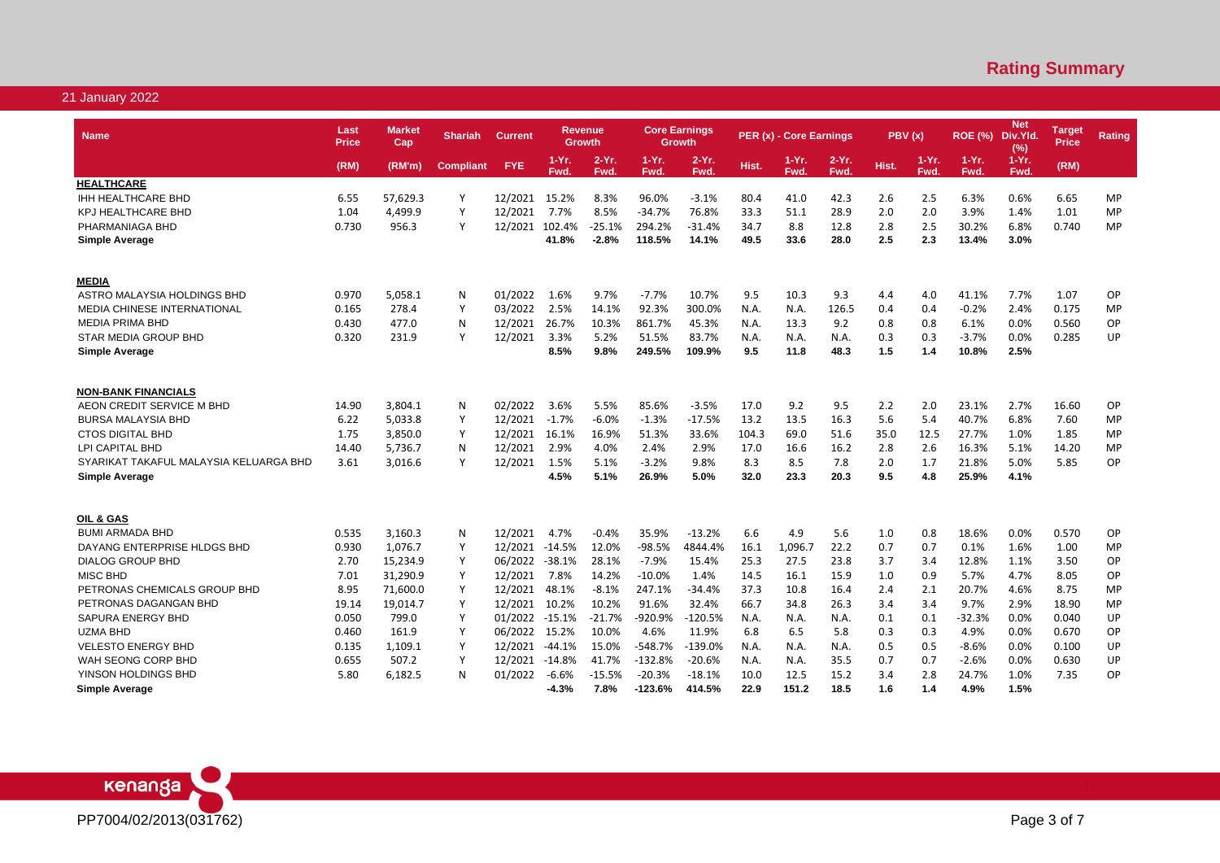## Rating Summary

21 January 2022

| Name | Last Price | Market Cap | Shariah | Current | Revenue Growth | | Core Earnings Growth | | PER (x) - Core Earnings | | | PBV (x) | | ROE (%) | Net Div.Yld. (%) | Target Price | Rating |
|---|---|---|---|---|---|---|---|---|---|---|---|---|---|---|---|---|---|
| | (RM) | (RM'm) | Compliant | FYE | 1-Yr. Fwd. | 2-Yr. Fwd. | 1-Yr. Fwd. | 2-Yr. Fwd. | Hist. | 1-Yr. Fwd. | 2-Yr. Fwd. | Hist. | 1-Yr. Fwd. | 1-Yr. Fwd. | 1-Yr. Fwd. | (RM) | |
| **HEALTHCARE** | | | | | | | | | | | | | | | | | |
| IHH HEALTHCARE BHD | 6.55 | 57,629.3 | Y | 12/2021 | 15.2% | 8.3% | 96.0% | -3.1% | 80.4 | 41.0 | 42.3 | 2.6 | 2.5 | 6.3% | 0.6% | 6.65 | MP |
| KPJ HEALTHCARE BHD | 1.04 | 4,499.9 | Y | 12/2021 | 7.7% | 8.5% | -34.7% | 76.8% | 33.3 | 51.1 | 28.9 | 2.0 | 2.0 | 3.9% | 1.4% | 1.01 | MP |
| PHARMANIAGA BHD | 0.730 | 956.3 | Y | 12/2021 | 102.4% | -25.1% | 294.2% | -31.4% | 34.7 | 8.8 | 12.8 | 2.8 | 2.5 | 30.2% | 6.8% | 0.740 | MP |
| **Simple Average** | | | | | **41.8%** | **-2.8%** | **118.5%** | **14.1%** | **49.5** | **33.6** | **28.0** | **2.5** | **2.3** | **13.4%** | **3.0%** | | |
| **MEDIA** | | | | | | | | | | | | | | | | | |
| ASTRO MALAYSIA HOLDINGS BHD | 0.970 | 5,058.1 | N | 01/2022 | 1.6% | 9.7% | -7.7% | 10.7% | 9.5 | 10.3 | 9.3 | 4.4 | 4.0 | 41.1% | 7.7% | 1.07 | OP |
| MEDIA CHINESE INTERNATIONAL | 0.165 | 278.4 | Y | 03/2022 | 2.5% | 14.1% | 92.3% | 300.0% | N.A. | N.A. | 126.5 | 0.4 | 0.4 | -0.2% | 2.4% | 0.175 | MP |
| MEDIA PRIMA BHD | 0.430 | 477.0 | N | 12/2021 | 26.7% | 10.3% | 861.7% | 45.3% | N.A. | 13.3 | 9.2 | 0.8 | 0.8 | 6.1% | 0.0% | 0.560 | OP |
| STAR MEDIA GROUP BHD | 0.320 | 231.9 | Y | 12/2021 | 3.3% | 5.2% | 51.5% | 83.7% | N.A. | N.A. | N.A. | 0.3 | 0.3 | -3.7% | 0.0% | 0.285 | UP |
| **Simple Average** | | | | | **8.5%** | **9.8%** | **249.5%** | **109.9%** | **9.5** | **11.8** | **48.3** | **1.5** | **1.4** | **10.8%** | **2.5%** | | |
| **NON-BANK FINANCIALS** | | | | | | | | | | | | | | | | | |
| AEON CREDIT SERVICE M BHD | 14.90 | 3,804.1 | N | 02/2022 | 3.6% | 5.5% | 85.6% | -3.5% | 17.0 | 9.2 | 9.5 | 2.2 | 2.0 | 23.1% | 2.7% | 16.60 | OP |
| BURSA MALAYSIA BHD | 6.22 | 5,033.8 | Y | 12/2021 | -1.7% | -6.0% | -1.3% | -17.5% | 13.2 | 13.5 | 16.3 | 5.6 | 5.4 | 40.7% | 6.8% | 7.60 | MP |
| CTOS DIGITAL BHD | 1.75 | 3,850.0 | Y | 12/2021 | 16.1% | 16.9% | 51.3% | 33.6% | 104.3 | 69.0 | 51.6 | 35.0 | 12.5 | 27.7% | 1.0% | 1.85 | MP |
| LPI CAPITAL BHD | 14.40 | 5,736.7 | N | 12/2021 | 2.9% | 4.0% | 2.4% | 2.9% | 17.0 | 16.6 | 16.2 | 2.8 | 2.6 | 16.3% | 5.1% | 14.20 | MP |
| SYARIKAT TAKAFUL MALAYSIA KELUARGA BHD | 3.61 | 3,016.6 | Y | 12/2021 | 1.5% | 5.1% | -3.2% | 9.8% | 8.3 | 8.5 | 7.8 | 2.0 | 1.7 | 21.8% | 5.0% | 5.85 | OP |
| **Simple Average** | | | | | **4.5%** | **5.1%** | **26.9%** | **5.0%** | **32.0** | **23.3** | **20.3** | **9.5** | **4.8** | **25.9%** | **4.1%** | | |
| **OIL & GAS** | | | | | | | | | | | | | | | | | |
| BUMI ARMADA BHD | 0.535 | 3,160.3 | N | 12/2021 | 4.7% | -0.4% | 35.9% | -13.2% | 6.6 | 4.9 | 5.6 | 1.0 | 0.8 | 18.6% | 0.0% | 0.570 | OP |
| DAYANG ENTERPRISE HLDGS BHD | 0.930 | 1,076.7 | Y | 12/2021 | -14.5% | 12.0% | -98.5% | 4844.4% | 16.1 | 1,096.7 | 22.2 | 0.7 | 0.7 | 0.1% | 1.6% | 1.00 | MP |
| DIALOG GROUP BHD | 2.70 | 15,234.9 | Y | 06/2022 | -38.1% | 28.1% | -7.9% | 15.4% | 25.3 | 27.5 | 23.8 | 3.7 | 3.4 | 12.8% | 1.1% | 3.50 | OP |
| MISC BHD | 7.01 | 31,290.9 | Y | 12/2021 | 7.8% | 14.2% | -10.0% | 1.4% | 14.5 | 16.1 | 15.9 | 1.0 | 0.9 | 5.7% | 4.7% | 8.05 | OP |
| PETRONAS CHEMICALS GROUP BHD | 8.95 | 71,600.0 | Y | 12/2021 | 48.1% | -8.1% | 247.1% | -34.4% | 37.3 | 10.8 | 16.4 | 2.4 | 2.1 | 20.7% | 4.6% | 8.75 | MP |
| PETRONAS DAGANGAN BHD | 19.14 | 19,014.7 | Y | 12/2021 | 10.2% | 10.2% | 91.6% | 32.4% | 66.7 | 34.8 | 26.3 | 3.4 | 3.4 | 9.7% | 2.9% | 18.90 | MP |
| SAPURA ENERGY BHD | 0.050 | 799.0 | Y | 01/2022 | -15.1% | -21.7% | -920.9% | -120.5% | N.A. | N.A. | N.A. | 0.1 | 0.1 | -32.3% | 0.0% | 0.040 | UP |
| UZMA BHD | 0.460 | 161.9 | Y | 06/2022 | 15.2% | 10.0% | 4.6% | 11.9% | 6.8 | 6.5 | 5.8 | 0.3 | 0.3 | 4.9% | 0.0% | 0.670 | OP |
| VELESTO ENERGY BHD | 0.135 | 1,109.1 | Y | 12/2021 | -44.1% | 15.0% | -548.7% | -139.0% | N.A. | N.A. | N.A. | 0.5 | 0.5 | -8.6% | 0.0% | 0.100 | UP |
| WAH SEONG CORP BHD | 0.655 | 507.2 | Y | 12/2021 | -14.8% | 41.7% | -132.8% | -20.6% | N.A. | N.A. | 35.5 | 0.7 | 0.7 | -2.6% | 0.0% | 0.630 | UP |
| YINSON HOLDINGS BHD | 5.80 | 6,182.5 | N | 01/2022 | -6.6% | -15.5% | -20.3% | -18.1% | 10.0 | 12.5 | 15.2 | 3.4 | 2.8 | 24.7% | 1.0% | 7.35 | OP |
| **Simple Average** | | | | | **-4.3%** | **7.8%** | **-123.6%** | **414.5%** | **22.9** | **151.2** | **18.5** | **1.6** | **1.4** | **4.9%** | **1.5%** | | |

PP7004/02/2013(031762)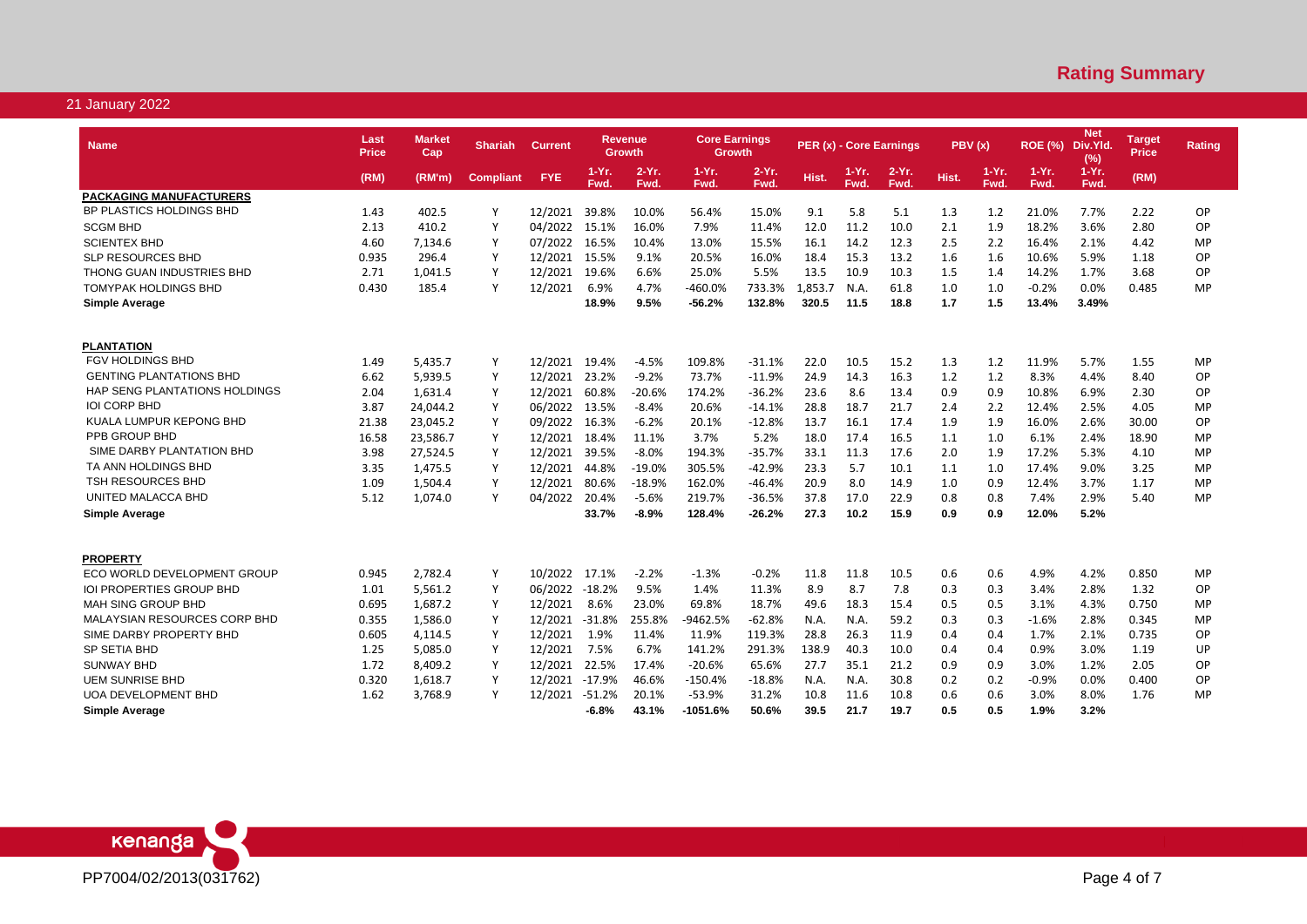# Rating Summary

21 January 2022

| Name | Last Price | Market Cap | Shariah | Current | Revenue Growth | | Core Earnings Growth | | PER (x) - Core Earnings | | | PBV (x) | | ROE (%) | Net Div.Yld. (%) | Target Price | Rating |
|---|---|---|---|---|---|---|---|---|---|---|---|---|---|---|---|---|---|
| | (RM) | (RM'm) | Compliant | FYE | 1-Yr. Fwd. | 2-Yr. Fwd. | 1-Yr. Fwd. | 2-Yr. Fwd. | Hist. | 1-Yr. Fwd. | 2-Yr. Fwd. | Hist. | 1-Yr. Fwd. | 1-Yr. Fwd. | 1-Yr. Fwd. | (RM) | |
| **PACKAGING MANUFACTURERS** | | | | | | | | | | | | | | | | | |
| BP PLASTICS HOLDINGS BHD | 1.43 | 402.5 | Y | 12/2021 | 39.8% | 10.0% | 56.4% | 15.0% | 9.1 | 5.8 | 5.1 | 1.3 | 1.2 | 21.0% | 7.7% | 2.22 | OP |
| SCGM BHD | 2.13 | 410.2 | Y | 04/2022 | 15.1% | 16.0% | 7.9% | 11.4% | 12.0 | 11.2 | 10.0 | 2.1 | 1.9 | 18.2% | 3.6% | 2.80 | OP |
| SCIENTEX BHD | 4.60 | 7,134.6 | Y | 07/2022 | 16.5% | 10.4% | 13.0% | 15.5% | 16.1 | 14.2 | 12.3 | 2.5 | 2.2 | 16.4% | 2.1% | 4.42 | MP |
| SLP RESOURCES BHD | 0.935 | 296.4 | Y | 12/2021 | 15.5% | 9.1% | 20.5% | 16.0% | 18.4 | 15.3 | 13.2 | 1.6 | 1.6 | 10.6% | 5.9% | 1.18 | OP |
| THONG GUAN INDUSTRIES BHD | 2.71 | 1,041.5 | Y | 12/2021 | 19.6% | 6.6% | 25.0% | 5.5% | 13.5 | 10.9 | 10.3 | 1.5 | 1.4 | 14.2% | 1.7% | 3.68 | OP |
| TOMYPAK HOLDINGS BHD | 0.430 | 185.4 | Y | 12/2021 | 6.9% | 4.7% | -460.0% | 733.3% | 1,853.7 | N.A. | 61.8 | 1.0 | 1.0 | -0.2% | 0.0% | 0.485 | MP |
| **Simple Average** | | | | | **18.9%** | **9.5%** | **-56.2%** | **132.8%** | **320.5** | **11.5** | **18.8** | **1.7** | **1.5** | **13.4%** | **3.49%** | | |
| **PLANTATION** | | | | | | | | | | | | | | | | | |
| FGV HOLDINGS BHD | 1.49 | 5,435.7 | Y | 12/2021 | 19.4% | -4.5% | 109.8% | -31.1% | 22.0 | 10.5 | 15.2 | 1.3 | 1.2 | 11.9% | 5.7% | 1.55 | MP |
| GENTING PLANTATIONS BHD | 6.62 | 5,939.5 | Y | 12/2021 | 23.2% | -9.2% | 73.7% | -11.9% | 24.9 | 14.3 | 16.3 | 1.2 | 1.2 | 8.3% | 4.4% | 8.40 | OP |
| HAP SENG PLANTATIONS HOLDINGS | 2.04 | 1,631.4 | Y | 12/2021 | 60.8% | -20.6% | 174.2% | -36.2% | 23.6 | 8.6 | 13.4 | 0.9 | 0.9 | 10.8% | 6.9% | 2.30 | OP |
| IOI CORP BHD | 3.87 | 24,044.2 | Y | 06/2022 | 13.5% | -8.4% | 20.6% | -14.1% | 28.8 | 18.7 | 21.7 | 2.4 | 2.2 | 12.4% | 2.5% | 4.05 | MP |
| KUALA LUMPUR KEPONG BHD | 21.38 | 23,045.2 | Y | 09/2022 | 16.3% | -6.2% | 20.1% | -12.8% | 13.7 | 16.1 | 17.4 | 1.9 | 1.9 | 16.0% | 2.6% | 30.00 | OP |
| PPB GROUP BHD | 16.58 | 23,586.7 | Y | 12/2021 | 18.4% | 11.1% | 3.7% | 5.2% | 18.0 | 17.4 | 16.5 | 1.1 | 1.0 | 6.1% | 2.4% | 18.90 | MP |
| SIME DARBY PLANTATION BHD | 3.98 | 27,524.5 | Y | 12/2021 | 39.5% | -8.0% | 194.3% | -35.7% | 33.1 | 11.3 | 17.6 | 2.0 | 1.9 | 17.2% | 5.3% | 4.10 | MP |
| TA ANN HOLDINGS BHD | 3.35 | 1,475.5 | Y | 12/2021 | 44.8% | -19.0% | 305.5% | -42.9% | 23.3 | 5.7 | 10.1 | 1.1 | 1.0 | 17.4% | 9.0% | 3.25 | MP |
| TSH RESOURCES BHD | 1.09 | 1,504.4 | Y | 12/2021 | 80.6% | -18.9% | 162.0% | -46.4% | 20.9 | 8.0 | 14.9 | 1.0 | 0.9 | 12.4% | 3.7% | 1.17 | MP |
| UNITED MALACCA BHD | 5.12 | 1,074.0 | Y | 04/2022 | 20.4% | -5.6% | 219.7% | -36.5% | 37.8 | 17.0 | 22.9 | 0.8 | 0.8 | 7.4% | 2.9% | 5.40 | MP |
| **Simple Average** | | | | | **33.7%** | **-8.9%** | **128.4%** | **-26.2%** | **27.3** | **10.2** | **15.9** | **0.9** | **0.9** | **12.0%** | **5.2%** | | |
| **PROPERTY** | | | | | | | | | | | | | | | | | |
| ECO WORLD DEVELOPMENT GROUP | 0.945 | 2,782.4 | Y | 10/2022 | 17.1% | -2.2% | -1.3% | -0.2% | 11.8 | 11.8 | 10.5 | 0.6 | 0.6 | 4.9% | 4.2% | 0.850 | MP |
| IOI PROPERTIES GROUP BHD | 1.01 | 5,561.2 | Y | 06/2022 | -18.2% | 9.5% | 1.4% | 11.3% | 8.9 | 8.7 | 7.8 | 0.3 | 0.3 | 3.4% | 2.8% | 1.32 | OP |
| MAH SING GROUP BHD | 0.695 | 1,687.2 | Y | 12/2021 | 8.6% | 23.0% | 69.8% | 18.7% | 49.6 | 18.3 | 15.4 | 0.5 | 0.5 | 3.1% | 4.3% | 0.750 | MP |
| MALAYSIAN RESOURCES CORP BHD | 0.355 | 1,586.0 | Y | 12/2021 | -31.8% | 255.8% | -9462.5% | -62.8% | N.A. | N.A. | 59.2 | 0.3 | 0.3 | -1.6% | 2.8% | 0.345 | MP |
| SIME DARBY PROPERTY BHD | 0.605 | 4,114.5 | Y | 12/2021 | 1.9% | 11.4% | 11.9% | 119.3% | 28.8 | 26.3 | 11.9 | 0.4 | 0.4 | 1.7% | 2.1% | 0.735 | OP |
| SP SETIA BHD | 1.25 | 5,085.0 | Y | 12/2021 | 7.5% | 6.7% | 141.2% | 291.3% | 138.9 | 40.3 | 10.0 | 0.4 | 0.4 | 0.9% | 3.0% | 1.19 | UP |
| SUNWAY BHD | 1.72 | 8,409.2 | Y | 12/2021 | 22.5% | 17.4% | -20.6% | 65.6% | 27.7 | 35.1 | 21.2 | 0.9 | 0.9 | 3.0% | 1.2% | 2.05 | OP |
| UEM SUNRISE BHD | 0.320 | 1,618.7 | Y | 12/2021 | -17.9% | 46.6% | -150.4% | -18.8% | N.A. | N.A. | 30.8 | 0.2 | 0.2 | -0.9% | 0.0% | 0.400 | OP |
| UOA DEVELOPMENT BHD | 1.62 | 3,768.9 | Y | 12/2021 | -51.2% | 20.1% | -53.9% | 31.2% | 10.8 | 11.6 | 10.8 | 0.6 | 0.6 | 3.0% | 8.0% | 1.76 | MP |
| **Simple Average** | | | | | **-6.8%** | **43.1%** | **-1051.6%** | **50.6%** | **39.5** | **21.7** | **19.7** | **0.5** | **0.5** | **1.9%** | **3.2%** | | |

PP7004/02/2013(031762)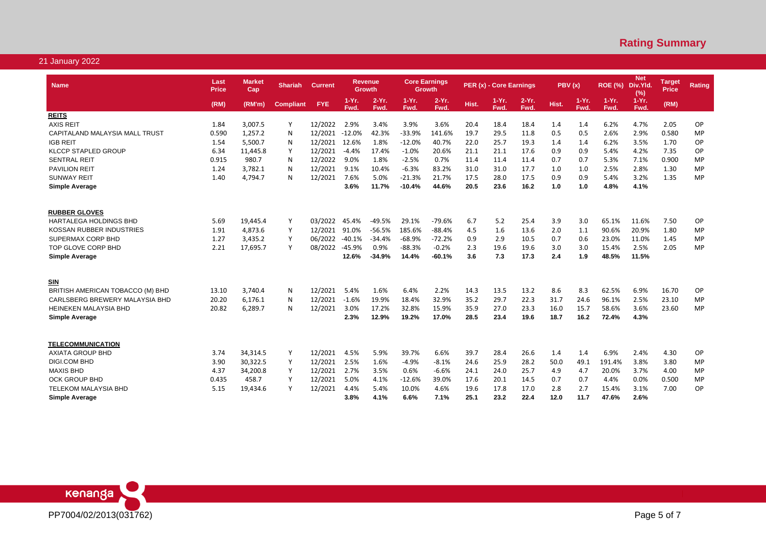## Rating Summary

21 January 2022

| Name | Last Price | Market Cap | Shariah | Current | Revenue Growth | | Core Earnings Growth | | PER (x) - Core Earnings | | | PBV (x) | | ROE (%) | Net Div.Yld. (%) | Target Price | Rating |
|---|---|---|---|---|---|---|---|---|---|---|---|---|---|---|---|---|---|
| | (RM) | (RM'm) | Compliant | FYE | 1-Yr. Fwd. | 2-Yr. Fwd. | 1-Yr. Fwd. | 2-Yr. Fwd. | Hist. | 1-Yr. Fwd. | 2-Yr. Fwd. | Hist. | 1-Yr. Fwd. | 1-Yr. Fwd. | 1-Yr. Fwd. | (RM) | |
| **REITS** | | | | | | | | | | | | | | | | | |
| AXIS REIT | 1.84 | 3,007.5 | Y | 12/2022 | 2.9% | 3.4% | 3.9% | 3.6% | 20.4 | 18.4 | 18.4 | 1.4 | 1.4 | 6.2% | 4.7% | 2.05 | OP |
| CAPITALAND MALAYSIA MALL TRUST | 0.590 | 1,257.2 | N | 12/2021 | -12.0% | 42.3% | -33.9% | 141.6% | 19.7 | 29.5 | 11.8 | 0.5 | 0.5 | 2.6% | 2.9% | 0.580 | MP |
| IGB REIT | 1.54 | 5,500.7 | N | 12/2021 | 12.6% | 1.8% | -12.0% | 40.7% | 22.0 | 25.7 | 19.3 | 1.4 | 1.4 | 6.2% | 3.5% | 1.70 | OP |
| KLCCP STAPLED GROUP | 6.34 | 11,445.8 | Y | 12/2021 | -4.4% | 17.4% | -1.0% | 20.6% | 21.1 | 21.1 | 17.6 | 0.9 | 0.9 | 5.4% | 4.2% | 7.35 | OP |
| SENTRAL REIT | 0.915 | 980.7 | N | 12/2022 | 9.0% | 1.8% | -2.5% | 0.7% | 11.4 | 11.4 | 11.4 | 0.7 | 0.7 | 5.3% | 7.1% | 0.900 | MP |
| PAVILION REIT | 1.24 | 3,782.1 | N | 12/2021 | 9.1% | 10.4% | -6.3% | 83.2% | 31.0 | 31.0 | 17.7 | 1.0 | 1.0 | 2.5% | 2.8% | 1.30 | MP |
| SUNWAY REIT | 1.40 | 4,794.7 | N | 12/2021 | 7.6% | 5.0% | -21.3% | 21.7% | 17.5 | 28.0 | 17.5 | 0.9 | 0.9 | 5.4% | 3.2% | 1.35 | MP |
| **Simple Average** | | | | | **3.6%** | **11.7%** | **-10.4%** | **44.6%** | **20.5** | **23.6** | **16.2** | **1.0** | **1.0** | **4.8%** | **4.1%** | | |
| **RUBBER GLOVES** | | | | | | | | | | | | | | | | | |
| HARTALEGA HOLDINGS BHD | 5.69 | 19,445.4 | Y | 03/2022 | 45.4% | -49.5% | 29.1% | -79.6% | 6.7 | 5.2 | 25.4 | 3.9 | 3.0 | 65.1% | 11.6% | 7.50 | OP |
| KOSSAN RUBBER INDUSTRIES | 1.91 | 4,873.6 | Y | 12/2021 | 91.0% | -56.5% | 185.6% | -88.4% | 4.5 | 1.6 | 13.6 | 2.0 | 1.1 | 90.6% | 20.9% | 1.80 | MP |
| SUPERMAX CORP BHD | 1.27 | 3,435.2 | Y | 06/2022 | -40.1% | -34.4% | -68.9% | -72.2% | 0.9 | 2.9 | 10.5 | 0.7 | 0.6 | 23.0% | 11.0% | 1.45 | MP |
| TOP GLOVE CORP BHD | 2.21 | 17,695.7 | Y | 08/2022 | -45.9% | 0.9% | -88.3% | -0.2% | 2.3 | 19.6 | 19.6 | 3.0 | 3.0 | 15.4% | 2.5% | 2.05 | MP |
| **Simple Average** | | | | | **12.6%** | **-34.9%** | **14.4%** | **-60.1%** | **3.6** | **7.3** | **17.3** | **2.4** | **1.9** | **48.5%** | **11.5%** | | |
| **SIN** | | | | | | | | | | | | | | | | | |
| BRITISH AMERICAN TOBACCO (M) BHD | 13.10 | 3,740.4 | N | 12/2021 | 5.4% | 1.6% | 6.4% | 2.2% | 14.3 | 13.5 | 13.2 | 8.6 | 8.3 | 62.5% | 6.9% | 16.70 | OP |
| CARLSBERG BREWERY MALAYSIA BHD | 20.20 | 6,176.1 | N | 12/2021 | -1.6% | 19.9% | 18.4% | 32.9% | 35.2 | 29.7 | 22.3 | 31.7 | 24.6 | 96.1% | 2.5% | 23.10 | MP |
| HEINEKEN MALAYSIA BHD | 20.82 | 6,289.7 | N | 12/2021 | 3.0% | 17.2% | 32.8% | 15.9% | 35.9 | 27.0 | 23.3 | 16.0 | 15.7 | 58.6% | 3.6% | 23.60 | MP |
| **Simple Average** | | | | | **2.3%** | **12.9%** | **19.2%** | **17.0%** | **28.5** | **23.4** | **19.6** | **18.7** | **16.2** | **72.4%** | **4.3%** | | |
| **TELECOMMUNICATION** | | | | | | | | | | | | | | | | | |
| AXIATA GROUP BHD | 3.74 | 34,314.5 | Y | 12/2021 | 4.5% | 5.9% | 39.7% | 6.6% | 39.7 | 28.4 | 26.6 | 1.4 | 1.4 | 6.9% | 2.4% | 4.30 | OP |
| DIGI.COM BHD | 3.90 | 30,322.5 | Y | 12/2021 | 2.5% | 1.6% | -4.9% | -8.1% | 24.6 | 25.9 | 28.2 | 50.0 | 49.1 | 191.4% | 3.8% | 3.80 | MP |
| MAXIS BHD | 4.37 | 34,200.8 | Y | 12/2021 | 2.7% | 3.5% | 0.6% | -6.6% | 24.1 | 24.0 | 25.7 | 4.9 | 4.7 | 20.0% | 3.7% | 4.00 | MP |
| OCK GROUP BHD | 0.435 | 458.7 | Y | 12/2021 | 5.0% | 4.1% | -12.6% | 39.0% | 17.6 | 20.1 | 14.5 | 0.7 | 0.7 | 4.4% | 0.0% | 0.500 | MP |
| TELEKOM MALAYSIA BHD | 5.15 | 19,434.6 | Y | 12/2021 | 4.4% | 5.4% | 10.0% | 4.6% | 19.6 | 17.8 | 17.0 | 2.8 | 2.7 | 15.4% | 3.1% | 7.00 | OP |
| **Simple Average** | | | | | **3.8%** | **4.1%** | **6.6%** | **7.1%** | **25.1** | **23.2** | **22.4** | **12.0** | **11.7** | **47.6%** | **2.6%** | | |

PP7004/02/2013(031762)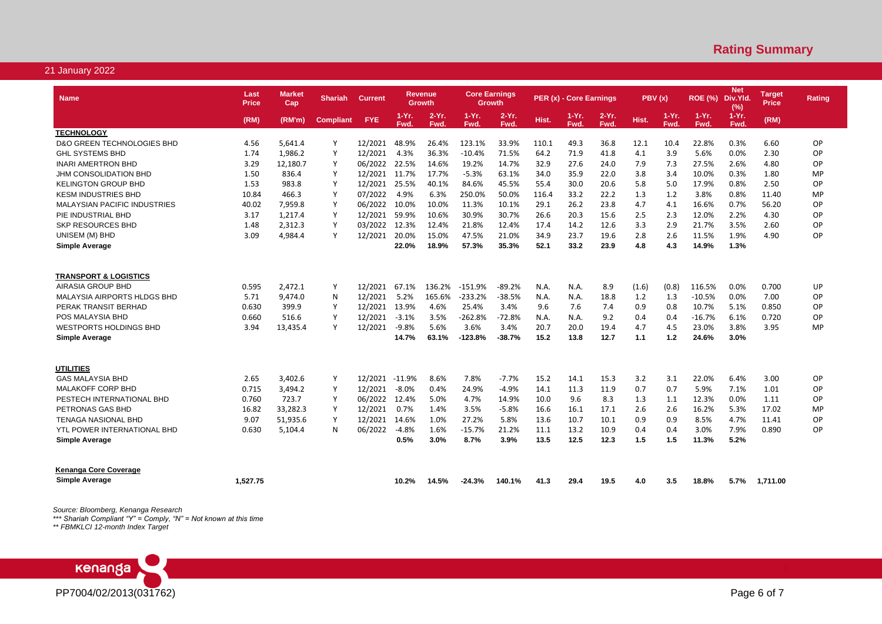# Rating Summary

21 January 2022

| Name | Last Price | Market Cap | Shariah | Current | Revenue Growth | | Core Earnings Growth | | PER (x) - Core Earnings | | | PBV (x) | | ROE (%) | Net Div.Yld. (%) | Target Price | Rating |
|---|---|---|---|---|---|---|---|---|---|---|---|---|---|---|---|---|---|
| | (RM) | (RM'm) | Compliant | FYE | 1-Yr. Fwd. | 2-Yr. Fwd. | 1-Yr. Fwd. | 2-Yr. Fwd. | Hist. | 1-Yr. Fwd. | 2-Yr. Fwd. | Hist. | 1-Yr. Fwd. | 1-Yr. Fwd. | 1-Yr. Fwd. | (RM) | |
| **TECHNOLOGY** | | | | | | | | | | | | | | | | | |
| D&O GREEN TECHNOLOGIES BHD | 4.56 | 5,641.4 | Y | 12/2021 | 48.9% | 26.4% | 123.1% | 33.9% | 110.1 | 49.3 | 36.8 | 12.1 | 10.4 | 22.8% | 0.3% | 6.60 | OP |
| GHL SYSTEMS BHD | 1.74 | 1,986.2 | Y | 12/2021 | 4.3% | 36.3% | -10.4% | 71.5% | 64.2 | 71.9 | 41.8 | 4.1 | 3.9 | 5.6% | 0.0% | 2.30 | OP |
| INARI AMERTRON BHD | 3.29 | 12,180.7 | Y | 06/2022 | 22.5% | 14.6% | 19.2% | 14.7% | 32.9 | 27.6 | 24.0 | 7.9 | 7.3 | 27.5% | 2.6% | 4.80 | OP |
| JHM CONSOLIDATION BHD | 1.50 | 836.4 | Y | 12/2021 | 11.7% | 17.7% | -5.3% | 63.1% | 34.0 | 35.9 | 22.0 | 3.8 | 3.4 | 10.0% | 0.3% | 1.80 | MP |
| KELINGTON GROUP BHD | 1.53 | 983.8 | Y | 12/2021 | 25.5% | 40.1% | 84.6% | 45.5% | 55.4 | 30.0 | 20.6 | 5.8 | 5.0 | 17.9% | 0.8% | 2.50 | OP |
| KESM INDUSTRIES BHD | 10.84 | 466.3 | Y | 07/2022 | 4.9% | 6.3% | 250.0% | 50.0% | 116.4 | 33.2 | 22.2 | 1.3 | 1.2 | 3.8% | 0.8% | 11.40 | MP |
| MALAYSIAN PACIFIC INDUSTRIES | 40.02 | 7,959.8 | Y | 06/2022 | 10.0% | 10.0% | 11.3% | 10.1% | 29.1 | 26.2 | 23.8 | 4.7 | 4.1 | 16.6% | 0.7% | 56.20 | OP |
| PIE INDUSTRIAL BHD | 3.17 | 1,217.4 | Y | 12/2021 | 59.9% | 10.6% | 30.9% | 30.7% | 26.6 | 20.3 | 15.6 | 2.5 | 2.3 | 12.0% | 2.2% | 4.30 | OP |
| SKP RESOURCES BHD | 1.48 | 2,312.3 | Y | 03/2022 | 12.3% | 12.4% | 21.8% | 12.4% | 17.4 | 14.2 | 12.6 | 3.3 | 2.9 | 21.7% | 3.5% | 2.60 | OP |
| UNISEM (M) BHD | 3.09 | 4,984.4 | Y | 12/2021 | 20.0% | 15.0% | 47.5% | 21.0% | 34.9 | 23.7 | 19.6 | 2.8 | 2.6 | 11.5% | 1.9% | 4.90 | OP |
| **Simple Average** | | | | | **22.0%** | **18.9%** | **57.3%** | **35.3%** | **52.1** | **33.2** | **23.9** | **4.8** | **4.3** | **14.9%** | **1.3%** | | |
| **TRANSPORT & LOGISTICS** | | | | | | | | | | | | | | | | | |
| AIRASIA GROUP BHD | 0.595 | 2,472.1 | Y | 12/2021 | 67.1% | 136.2% | -151.9% | -89.2% | N.A. | N.A. | 8.9 | (1.6) | (0.8) | 116.5% | 0.0% | 0.700 | UP |
| MALAYSIA AIRPORTS HLDGS BHD | 5.71 | 9,474.0 | N | 12/2021 | 5.2% | 165.6% | -233.2% | -38.5% | N.A. | N.A. | 18.8 | 1.2 | 1.3 | -10.5% | 0.0% | 7.00 | OP |
| PERAK TRANSIT BERHAD | 0.630 | 399.9 | Y | 12/2021 | 13.9% | 4.6% | 25.4% | 3.4% | 9.6 | 7.6 | 7.4 | 0.9 | 0.8 | 10.7% | 5.1% | 0.850 | OP |
| POS MALAYSIA BHD | 0.660 | 516.6 | Y | 12/2021 | -3.1% | 3.5% | -262.8% | -72.8% | N.A. | N.A. | 9.2 | 0.4 | 0.4 | -16.7% | 6.1% | 0.720 | OP |
| WESTPORTS HOLDINGS BHD | 3.94 | 13,435.4 | Y | 12/2021 | -9.8% | 5.6% | 3.6% | 3.4% | 20.7 | 20.0 | 19.4 | 4.7 | 4.5 | 23.0% | 3.8% | 3.95 | MP |
| **Simple Average** | | | | | **14.7%** | **63.1%** | **-123.8%** | **-38.7%** | **15.2** | **13.8** | **12.7** | **1.1** | **1.2** | **24.6%** | **3.0%** | | |
| **UTILITIES** | | | | | | | | | | | | | | | | | |
| GAS MALAYSIA BHD | 2.65 | 3,402.6 | Y | 12/2021 | -11.9% | 8.6% | 7.8% | -7.7% | 15.2 | 14.1 | 15.3 | 3.2 | 3.1 | 22.0% | 6.4% | 3.00 | OP |
| MALAKOFF CORP BHD | 0.715 | 3,494.2 | Y | 12/2021 | -8.0% | 0.4% | 24.9% | -4.9% | 14.1 | 11.3 | 11.9 | 0.7 | 0.7 | 5.9% | 7.1% | 1.01 | OP |
| PESTECH INTERNATIONAL BHD | 0.760 | 723.7 | Y | 06/2022 | 12.4% | 5.0% | 4.7% | 14.9% | 10.0 | 9.6 | 8.3 | 1.3 | 1.1 | 12.3% | 0.0% | 1.11 | OP |
| PETRONAS GAS BHD | 16.82 | 33,282.3 | Y | 12/2021 | 0.7% | 1.4% | 3.5% | -5.8% | 16.6 | 16.1 | 17.1 | 2.6 | 2.6 | 16.2% | 5.3% | 17.02 | MP |
| TENAGA NASIONAL BHD | 9.07 | 51,935.6 | Y | 12/2021 | 14.6% | 1.0% | 27.2% | 5.8% | 13.6 | 10.7 | 10.1 | 0.9 | 0.9 | 8.5% | 4.7% | 11.41 | OP |
| YTL POWER INTERNATIONAL BHD | 0.630 | 5,104.4 | N | 06/2022 | -4.8% | 1.6% | -15.7% | 21.2% | 11.1 | 13.2 | 10.9 | 0.4 | 0.4 | 3.0% | 7.9% | 0.890 | OP |
| **Simple Average** | | | | | **0.5%** | **3.0%** | **8.7%** | **3.9%** | **13.5** | **12.5** | **12.3** | **1.5** | **1.5** | **11.3%** | **5.2%** | | |
| **Kenanga Core Coverage** | | | | | | | | | | | | | | | | | |
| **Simple Average** | **1,527.75** | | | | **10.2%** | **14.5%** | **-24.3%** | **140.1%** | **41.3** | **29.4** | **19.5** | **4.0** | **3.5** | **18.8%** | **5.7%** | **1,711.00** | |

*Source: Bloomberg, Kenanga Research*
*\*\*\* Shariah Compliant "Y" = Comply, "N" = Not known at this time*
*\*\* FBMKLCI 12-month Index Target*

PP7004/02/2013(031762)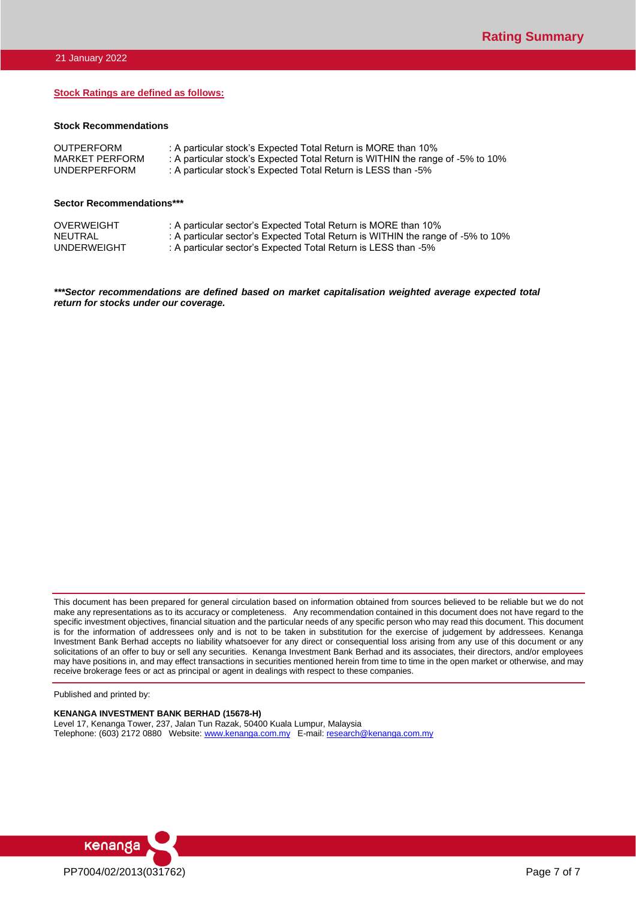**Stock Ratings are defined as follows:**

**Stock Recommendations**

| | |
|---|---|
| OUTPERFORM | : A particular stock's Expected Total Return is MORE than 10% |
| MARKET PERFORM | : A particular stock's Expected Total Return is WITHIN the range of -5% to 10% |
| UNDERPERFORM | : A particular stock's Expected Total Return is LESS than -5% |

**Sector Recommendations*****

| | |
|---|---|
| OVERWEIGHT | : A particular sector's Expected Total Return is MORE than 10% |
| NEUTRAL | : A particular sector's Expected Total Return is WITHIN the range of -5% to 10% |
| UNDERWEIGHT | : A particular sector's Expected Total Return is LESS than -5% |

***\*\*\*Sector recommendations are defined based on market capitalisation weighted average expected total return for stocks under our coverage.***

This document has been prepared for general circulation based on information obtained from sources believed to be reliable but we do not make any representations as to its accuracy or completeness. Any recommendation contained in this document does not have regard to the specific investment objectives, financial situation and the particular needs of any specific person who may read this document. This document is for the information of addressees only and is not to be taken in substitution for the exercise of judgement by addressees. Kenanga Investment Bank Berhad accepts no liability whatsoever for any direct or consequential loss arising from any use of this document or any solicitations of an offer to buy or sell any securities. Kenanga Investment Bank Berhad and its associates, their directors, and/or employees may have positions in, and may effect transactions in securities mentioned herein from time to time in the open market or otherwise, and may receive brokerage fees or act as principal or agent in dealings with respect to these companies.

Published and printed by:

**KENANGA INVESTMENT BANK BERHAD (15678-H)**
Level 17, Kenanga Tower, 237, Jalan Tun Razak, 50400 Kuala Lumpur, Malaysia
Telephone: (603) 2172 0880 Website: www.kenanga.com.my E-mail: research@kenanga.com.my

PP7004/02/2013(031762)